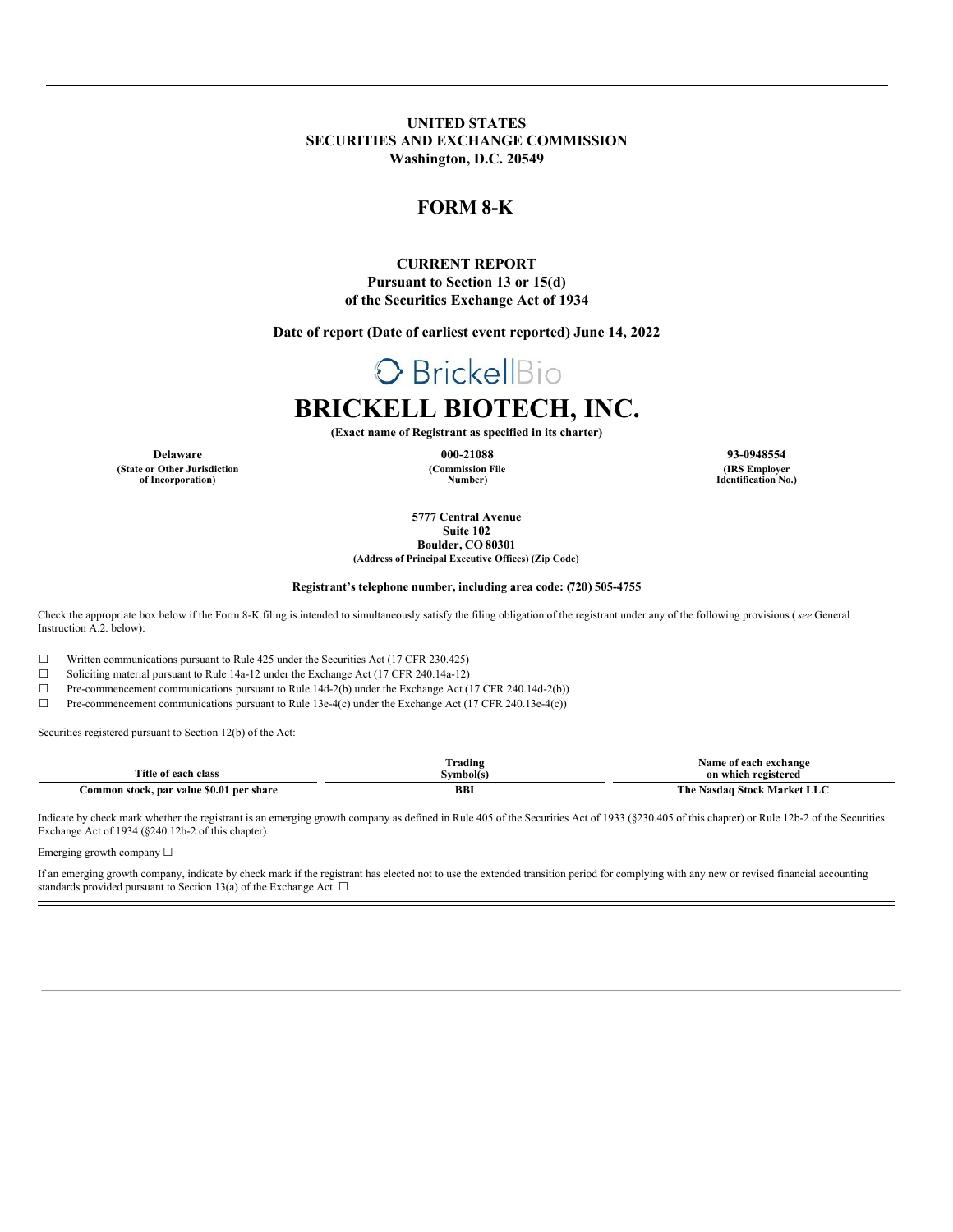**UNITED STATES**
**SECURITIES AND EXCHANGE COMMISSION**
**Washington, D.C. 20549**

# FORM 8-K

**CURRENT REPORT**
**Pursuant to Section 13 or 15(d)**
**of the Securities Exchange Act of 1934**

**Date of report (Date of earliest event reported) June 14, 2022**

BrickellBio

# BRICKELL BIOTECH, INC.

**(Exact name of Registrant as specified in its charter)**

| Delaware | 000-21088 | 93-0948554 |
|---|---|---|
| (State or Other Jurisdiction of Incorporation) | (Commission File Number) | (IRS Employer Identification No.) |

**5777 Central Avenue**
**Suite 102**
**Boulder, CO 80301**
**(Address of Principal Executive Offices) (Zip Code)**

**Registrant's telephone number, including area code: (720) 505-4755**

Check the appropriate box below if the Form 8-K filing is intended to simultaneously satisfy the filing obligation of the registrant under any of the following provisions (*see* General Instruction A.2. below):

☐ Written communications pursuant to Rule 425 under the Securities Act (17 CFR 230.425)
☐ Soliciting material pursuant to Rule 14a-12 under the Exchange Act (17 CFR 240.14a-12)
☐ Pre-commencement communications pursuant to Rule 14d-2(b) under the Exchange Act (17 CFR 240.14d-2(b))
☐ Pre-commencement communications pursuant to Rule 13e-4(c) under the Exchange Act (17 CFR 240.13e-4(c))

Securities registered pursuant to Section 12(b) of the Act:

| Title of each class | Trading Symbol(s) | Name of each exchange on which registered |
|---|---|---|
| Common stock, par value $0.01 per share | BBI | The Nasdaq Stock Market LLC |

Indicate by check mark whether the registrant is an emerging growth company as defined in Rule 405 of the Securities Act of 1933 (§230.405 of this chapter) or Rule 12b-2 of the Securities Exchange Act of 1934 (§240.12b-2 of this chapter).

Emerging growth company ☐

If an emerging growth company, indicate by check mark if the registrant has elected not to use the extended transition period for complying with any new or revised financial accounting standards provided pursuant to Section 13(a) of the Exchange Act. ☐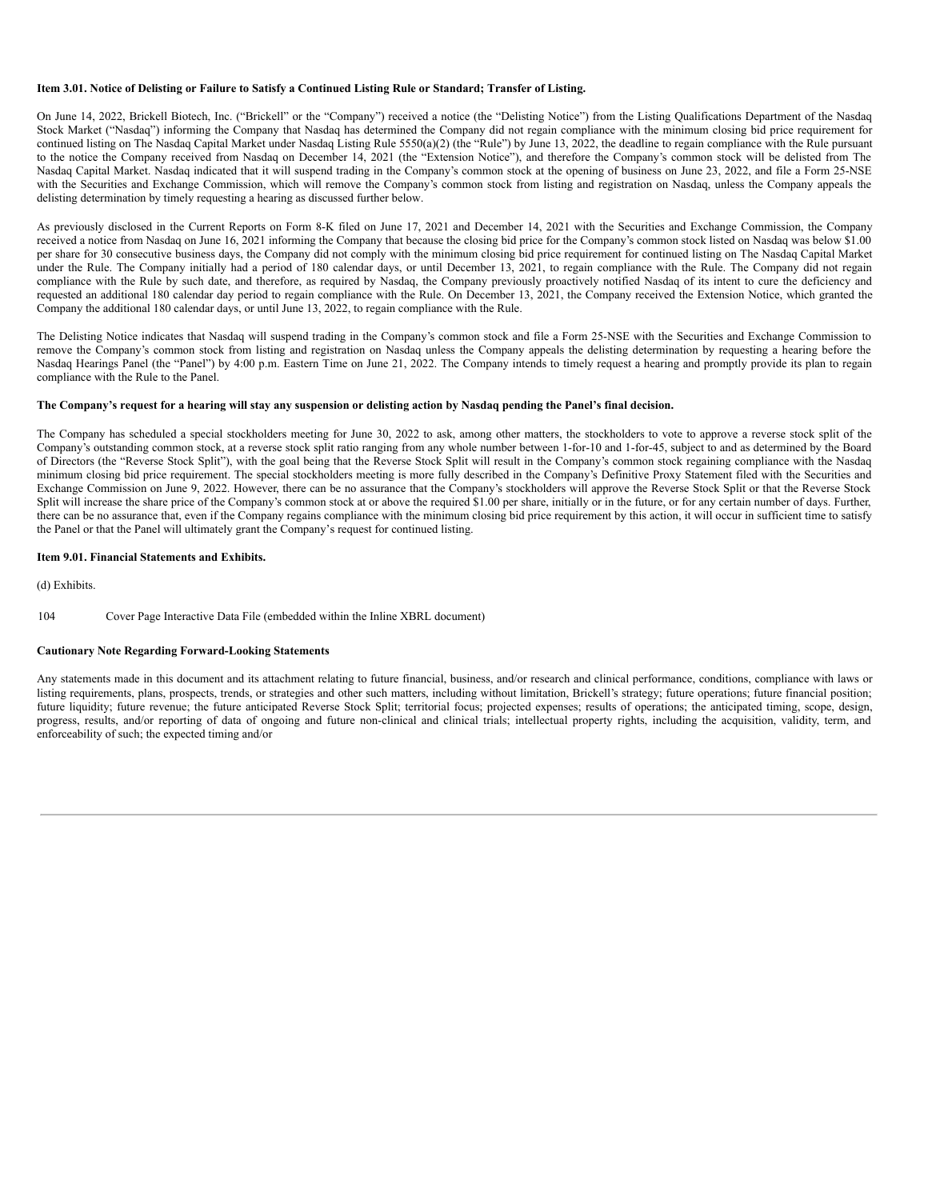**Item 3.01. Notice of Delisting or Failure to Satisfy a Continued Listing Rule or Standard; Transfer of Listing.**

On June 14, 2022, Brickell Biotech, Inc. ("Brickell" or the "Company") received a notice (the "Delisting Notice") from the Listing Qualifications Department of the Nasdaq Stock Market ("Nasdaq") informing the Company that Nasdaq has determined the Company did not regain compliance with the minimum closing bid price requirement for continued listing on The Nasdaq Capital Market under Nasdaq Listing Rule 5550(a)(2) (the "Rule") by June 13, 2022, the deadline to regain compliance with the Rule pursuant to the notice the Company received from Nasdaq on December 14, 2021 (the "Extension Notice"), and therefore the Company's common stock will be delisted from The Nasdaq Capital Market. Nasdaq indicated that it will suspend trading in the Company's common stock at the opening of business on June 23, 2022, and file a Form 25-NSE with the Securities and Exchange Commission, which will remove the Company's common stock from listing and registration on Nasdaq, unless the Company appeals the delisting determination by timely requesting a hearing as discussed further below.

As previously disclosed in the Current Reports on Form 8-K filed on June 17, 2021 and December 14, 2021 with the Securities and Exchange Commission, the Company received a notice from Nasdaq on June 16, 2021 informing the Company that because the closing bid price for the Company's common stock listed on Nasdaq was below $1.00 per share for 30 consecutive business days, the Company did not comply with the minimum closing bid price requirement for continued listing on The Nasdaq Capital Market under the Rule. The Company initially had a period of 180 calendar days, or until December 13, 2021, to regain compliance with the Rule. The Company did not regain compliance with the Rule by such date, and therefore, as required by Nasdaq, the Company previously proactively notified Nasdaq of its intent to cure the deficiency and requested an additional 180 calendar day period to regain compliance with the Rule. On December 13, 2021, the Company received the Extension Notice, which granted the Company the additional 180 calendar days, or until June 13, 2022, to regain compliance with the Rule.

The Delisting Notice indicates that Nasdaq will suspend trading in the Company's common stock and file a Form 25-NSE with the Securities and Exchange Commission to remove the Company's common stock from listing and registration on Nasdaq unless the Company appeals the delisting determination by requesting a hearing before the Nasdaq Hearings Panel (the "Panel") by 4:00 p.m. Eastern Time on June 21, 2022. The Company intends to timely request a hearing and promptly provide its plan to regain compliance with the Rule to the Panel.

**The Company's request for a hearing will stay any suspension or delisting action by Nasdaq pending the Panel's final decision.**

The Company has scheduled a special stockholders meeting for June 30, 2022 to ask, among other matters, the stockholders to vote to approve a reverse stock split of the Company's outstanding common stock, at a reverse stock split ratio ranging from any whole number between 1-for-10 and 1-for-45, subject to and as determined by the Board of Directors (the "Reverse Stock Split"), with the goal being that the Reverse Stock Split will result in the Company's common stock regaining compliance with the Nasdaq minimum closing bid price requirement. The special stockholders meeting is more fully described in the Company's Definitive Proxy Statement filed with the Securities and Exchange Commission on June 9, 2022. However, there can be no assurance that the Company's stockholders will approve the Reverse Stock Split or that the Reverse Stock Split will increase the share price of the Company's common stock at or above the required $1.00 per share, initially or in the future, or for any certain number of days. Further, there can be no assurance that, even if the Company regains compliance with the minimum closing bid price requirement by this action, it will occur in sufficient time to satisfy the Panel or that the Panel will ultimately grant the Company's request for continued listing.

**Item 9.01. Financial Statements and Exhibits.**

(d) Exhibits.

104 Cover Page Interactive Data File (embedded within the Inline XBRL document)

**Cautionary Note Regarding Forward-Looking Statements**

Any statements made in this document and its attachment relating to future financial, business, and/or research and clinical performance, conditions, compliance with laws or listing requirements, plans, prospects, trends, or strategies and other such matters, including without limitation, Brickell's strategy; future operations; future financial position; future liquidity; future revenue; the future anticipated Reverse Stock Split; territorial focus; projected expenses; results of operations; the anticipated timing, scope, design, progress, results, and/or reporting of data of ongoing and future non-clinical and clinical trials; intellectual property rights, including the acquisition, validity, term, and enforceability of such; the expected timing and/or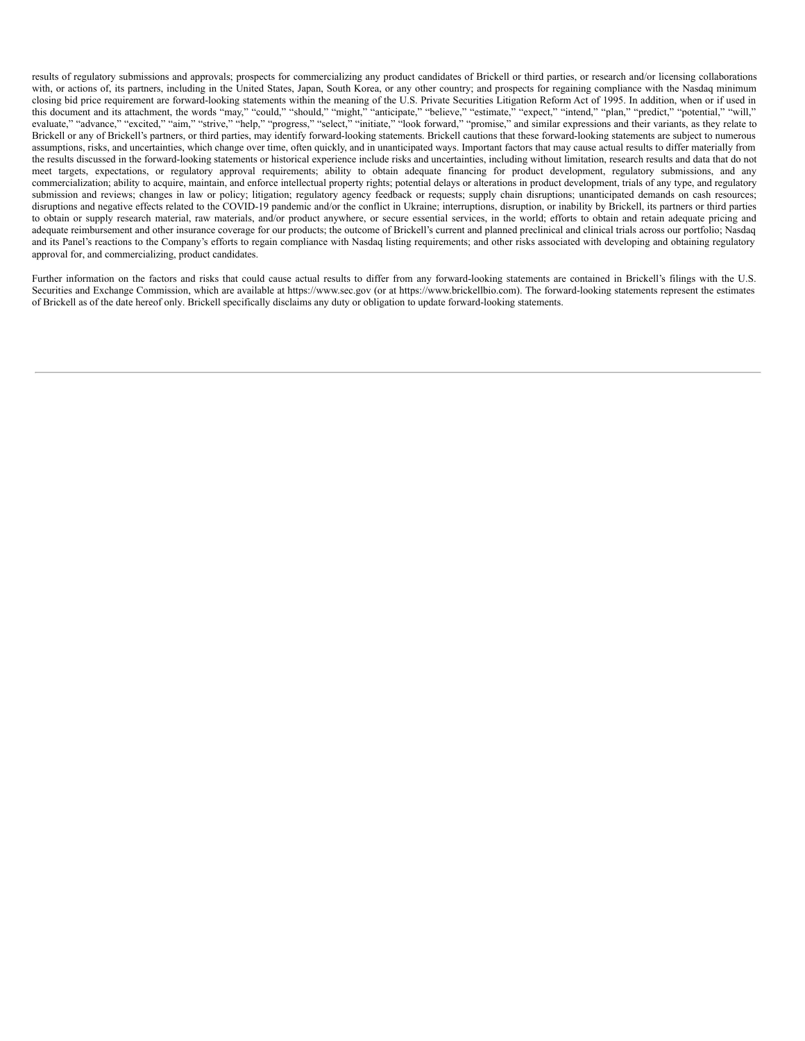results of regulatory submissions and approvals; prospects for commercializing any product candidates of Brickell or third parties, or research and/or licensing collaborations with, or actions of, its partners, including in the United States, Japan, South Korea, or any other country; and prospects for regaining compliance with the Nasdaq minimum closing bid price requirement are forward-looking statements within the meaning of the U.S. Private Securities Litigation Reform Act of 1995. In addition, when or if used in this document and its attachment, the words "may," "could," "should," "might," "anticipate," "believe," "estimate," "expect," "intend," "plan," "predict," "potential," "will," evaluate," "advance," "excited," "aim," "strive," "help," "progress," "select," "initiate," "look forward," "promise," and similar expressions and their variants, as they relate to Brickell or any of Brickell's partners, or third parties, may identify forward-looking statements. Brickell cautions that these forward-looking statements are subject to numerous assumptions, risks, and uncertainties, which change over time, often quickly, and in unanticipated ways. Important factors that may cause actual results to differ materially from the results discussed in the forward-looking statements or historical experience include risks and uncertainties, including without limitation, research results and data that do not meet targets, expectations, or regulatory approval requirements; ability to obtain adequate financing for product development, regulatory submissions, and any commercialization; ability to acquire, maintain, and enforce intellectual property rights; potential delays or alterations in product development, trials of any type, and regulatory submission and reviews; changes in law or policy; litigation; regulatory agency feedback or requests; supply chain disruptions; unanticipated demands on cash resources; disruptions and negative effects related to the COVID-19 pandemic and/or the conflict in Ukraine; interruptions, disruption, or inability by Brickell, its partners or third parties to obtain or supply research material, raw materials, and/or product anywhere, or secure essential services, in the world; efforts to obtain and retain adequate pricing and adequate reimbursement and other insurance coverage for our products; the outcome of Brickell's current and planned preclinical and clinical trials across our portfolio; Nasdaq and its Panel's reactions to the Company's efforts to regain compliance with Nasdaq listing requirements; and other risks associated with developing and obtaining regulatory approval for, and commercializing, product candidates.

Further information on the factors and risks that could cause actual results to differ from any forward-looking statements are contained in Brickell's filings with the U.S. Securities and Exchange Commission, which are available at https://www.sec.gov (or at https://www.brickellbio.com). The forward-looking statements represent the estimates of Brickell as of the date hereof only. Brickell specifically disclaims any duty or obligation to update forward-looking statements.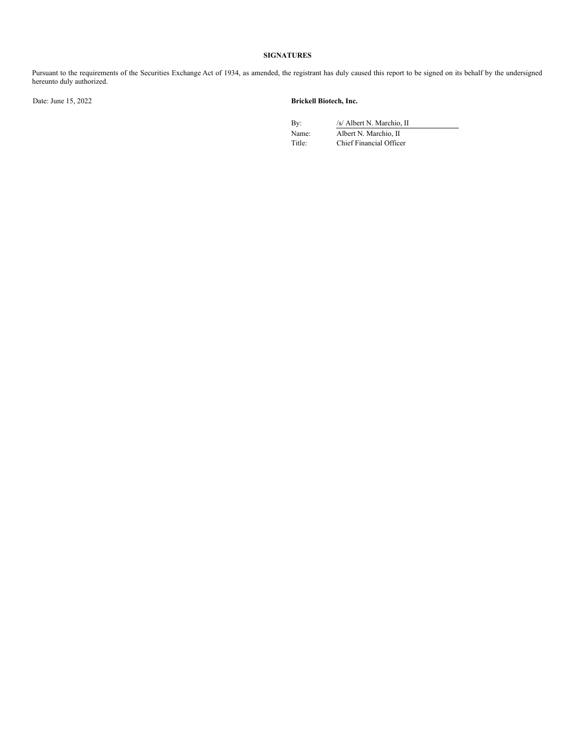**SIGNATURES**

Pursuant to the requirements of the Securities Exchange Act of 1934, as amended, the registrant has duly caused this report to be signed on its behalf by the undersigned hereunto duly authorized.

Date: June 15, 2022

**Brickell Biotech, Inc.**

| | |
|---|---|
| By: | /s/ Albert N. Marchio, II |
| Name: | Albert N. Marchio, II |
| Title: | Chief Financial Officer |